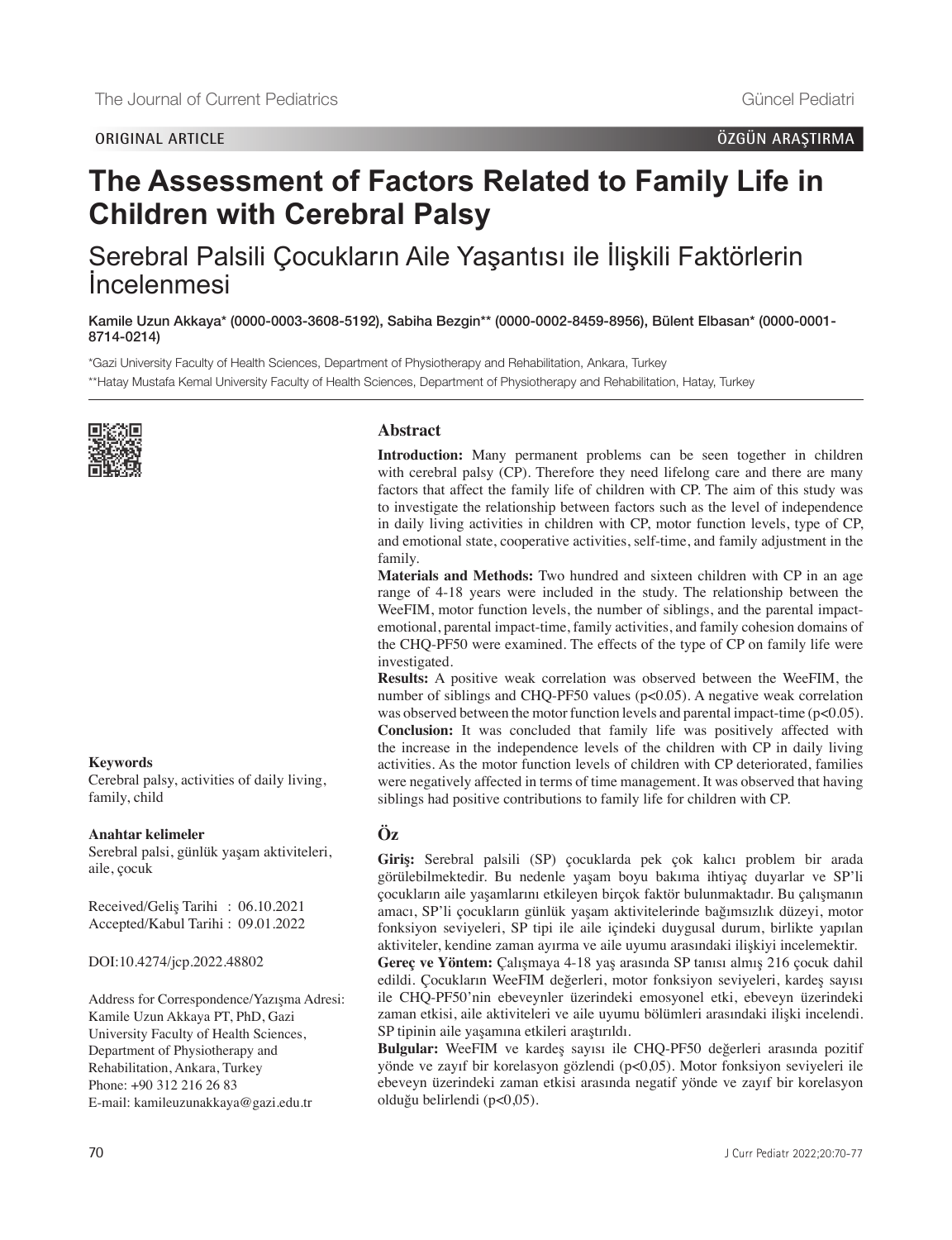ORIGINAL ARTICLE

ÖZGÜN ARAŞTIRMA

# The Assessment of Factors Related to Family Life in Children with Cerebral Palsy

## Serebral Palsili Çocukların Aile Yaşantısı ile İlişkili Faktörlerin İncelenmesi

**Kamile Uzun Akkaya\* (0000-0003-3608-5192), Sabiha Bezgin\*\* (0000-0002-8459-8956), Bülent Elbasan\* (0000-0001-8714-0214)**

\*Gazi University Faculty of Health Sciences, Department of Physiotherapy and Rehabilitation, Ankara, Turkey

\*\*Hatay Mustafa Kemal University Faculty of Health Sciences, Department of Physiotherapy and Rehabilitation, Hatay, Turkey

### Abstract

**Introduction:** Many permanent problems can be seen together in children with cerebral palsy (CP). Therefore they need lifelong care and there are many factors that affect the family life of children with CP. The aim of this study was to investigate the relationship between factors such as the level of independence in daily living activities in children with CP, motor function levels, type of CP, and emotional state, cooperative activities, self-time, and family adjustment in the family.

**Materials and Methods:** Two hundred and sixteen children with CP in an age range of 4-18 years were included in the study. The relationship between the WeeFIM, motor function levels, the number of siblings, and the parental impact-emotional, parental impact-time, family activities, and family cohesion domains of the CHQ-PF50 were examined. The effects of the type of CP on family life were investigated.

**Results:** A positive weak correlation was observed between the WeeFIM, the number of siblings and CHQ-PF50 values ($p<0.05$). A negative weak correlation was observed between the motor function levels and parental impact-time ($p<0.05$).

**Conclusion:** It was concluded that family life was positively affected with the increase in the independence levels of the children with CP in daily living activities. As the motor function levels of children with CP deteriorated, families were negatively affected in terms of time management. It was observed that having siblings had positive contributions to family life for children with CP.

### Keywords

Cerebral palsy, activities of daily living, family, child

### Öz

**Giriş:** Serebral palsili (SP) çocuklarda pek çok kalıcı problem bir arada görülebilmektedir. Bu nedenle yaşam boyu bakıma ihtiyaç duyarlar ve SP'li çocukların aile yaşamlarını etkileyen birçok faktör bulunmaktadır. Bu çalışmanın amacı, SP'li çocukların günlük yaşam aktivitelerinde bağımsızlık düzeyi, motor fonksiyon seviyeleri, SP tipi ile aile içindeki duygusal durum, birlikte yapılan aktiviteler, kendine zaman ayırma ve aile uyumu arasındaki ilişkiyi incelemektir.

**Gereç ve Yöntem:** Çalışmaya 4-18 yaş arasında SP tanısı almış 216 çocuk dahil edildi. Çocukların WeeFIM değerleri, motor fonksiyon seviyeleri, kardeş sayısı ile CHQ-PF50'nin ebeveynler üzerindeki emosyonel etki, ebeveyn üzerindeki zaman etkisi, aile aktiviteleri ve aile uyumu bölümleri arasındaki ilişki incelendi. SP tipinin aile yaşamına etkileri araştırıldı.

**Bulgular:** WeeFIM ve kardeş sayısı ile CHQ-PF50 değerleri arasında pozitif yönde ve zayıf bir korelasyon gözlendi ($p<0,05$). Motor fonksiyon seviyeleri ile ebeveyn üzerindeki zaman etkisi arasında negatif yönde ve zayıf bir korelasyon olduğu belirlendi ($p<0,05$).

### Anahtar kelimeler

Serebral palsi, günlük yaşam aktiviteleri, aile, çocuk

Received/Geliş Tarihi : 06.10.2021
Accepted/Kabul Tarihi : 09.01.2022

DOI:10.4274/jcp.2022.48802

Address for Correspondence/Yazışma Adresi:
Kamile Uzun Akkaya PT, PhD, Gazi University Faculty of Health Sciences, Department of Physiotherapy and Rehabilitation, Ankara, Turkey
Phone: +90 312 216 26 83
E-mail: kamileuzunakkaya@gazi.edu.tr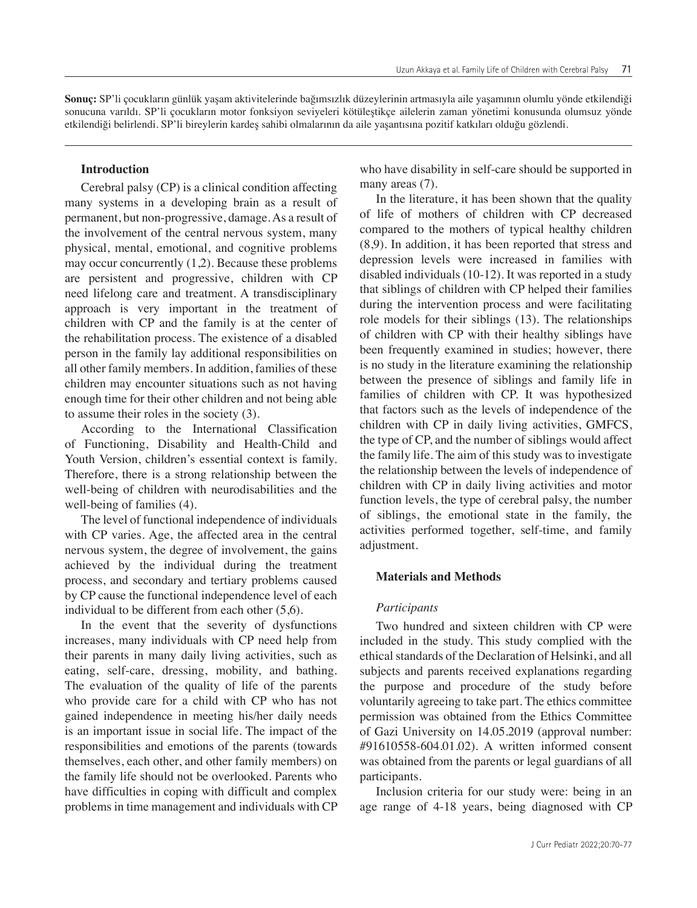**Sonuç:** SP'li çocukların günlük yaşam aktivitelerinde bağımsızlık düzeylerinin artmasıyla aile yaşamının olumlu yönde etkilendiği sonucuna varıldı. SP'li çocukların motor fonksiyon seviyeleri kötüleştikçe ailelerin zaman yönetimi konusunda olumsuz yönde etkilendiği belirlendi. SP'li bireylerin kardeş sahibi olmalarının da aile yaşantısına pozitif katkıları olduğu gözlendi.

## Introduction

Cerebral palsy (CP) is a clinical condition affecting many systems in a developing brain as a result of permanent, but non-progressive, damage. As a result of the involvement of the central nervous system, many physical, mental, emotional, and cognitive problems may occur concurrently (1,2). Because these problems are persistent and progressive, children with CP need lifelong care and treatment. A transdisciplinary approach is very important in the treatment of children with CP and the family is at the center of the rehabilitation process. The existence of a disabled person in the family lay additional responsibilities on all other family members. In addition, families of these children may encounter situations such as not having enough time for their other children and not being able to assume their roles in the society (3).

According to the International Classification of Functioning, Disability and Health-Child and Youth Version, children's essential context is family. Therefore, there is a strong relationship between the well-being of children with neurodisabilities and the well-being of families (4).

The level of functional independence of individuals with CP varies. Age, the affected area in the central nervous system, the degree of involvement, the gains achieved by the individual during the treatment process, and secondary and tertiary problems caused by CP cause the functional independence level of each individual to be different from each other (5,6).

In the event that the severity of dysfunctions increases, many individuals with CP need help from their parents in many daily living activities, such as eating, self-care, dressing, mobility, and bathing. The evaluation of the quality of life of the parents who provide care for a child with CP who has not gained independence in meeting his/her daily needs is an important issue in social life. The impact of the responsibilities and emotions of the parents (towards themselves, each other, and other family members) on the family life should not be overlooked. Parents who have difficulties in coping with difficult and complex problems in time management and individuals with CP who have disability in self-care should be supported in many areas (7).

In the literature, it has been shown that the quality of life of mothers of children with CP decreased compared to the mothers of typical healthy children (8,9). In addition, it has been reported that stress and depression levels were increased in families with disabled individuals (10-12). It was reported in a study that siblings of children with CP helped their families during the intervention process and were facilitating role models for their siblings (13). The relationships of children with CP with their healthy siblings have been frequently examined in studies; however, there is no study in the literature examining the relationship between the presence of siblings and family life in families of children with CP. It was hypothesized that factors such as the levels of independence of the children with CP in daily living activities, GMFCS, the type of CP, and the number of siblings would affect the family life. The aim of this study was to investigate the relationship between the levels of independence of children with CP in daily living activities and motor function levels, the type of cerebral palsy, the number of siblings, the emotional state in the family, the activities performed together, self-time, and family adjustment.

## Materials and Methods

### *Participants*

Two hundred and sixteen children with CP were included in the study. This study complied with the ethical standards of the Declaration of Helsinki, and all subjects and parents received explanations regarding the purpose and procedure of the study before voluntarily agreeing to take part. The ethics committee permission was obtained from the Ethics Committee of Gazi University on 14.05.2019 (approval number: #91610558-604.01.02). A written informed consent was obtained from the parents or legal guardians of all participants.

Inclusion criteria for our study were: being in an age range of 4-18 years, being diagnosed with CP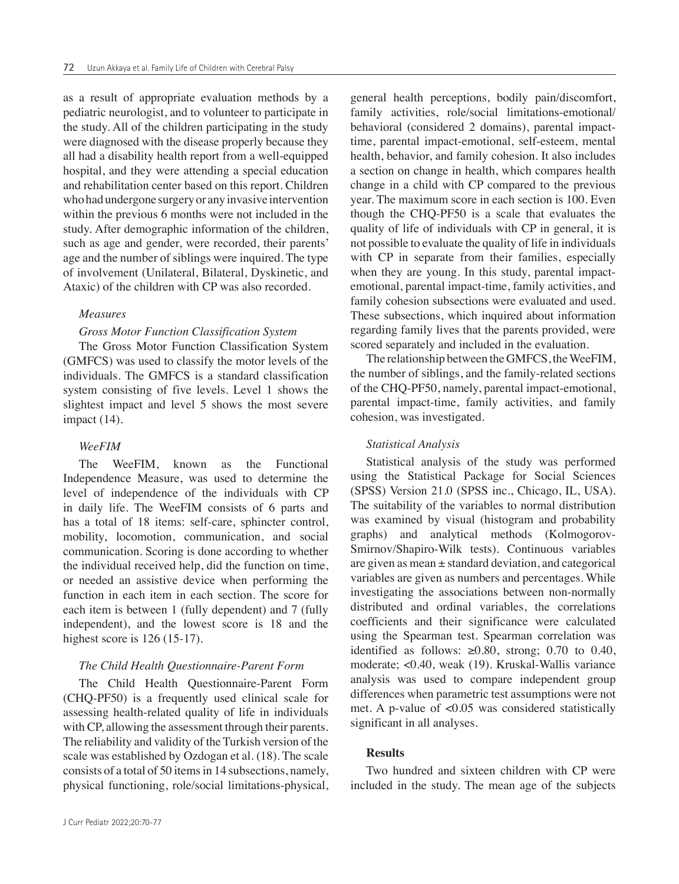as a result of appropriate evaluation methods by a pediatric neurologist, and to volunteer to participate in the study. All of the children participating in the study were diagnosed with the disease properly because they all had a disability health report from a well-equipped hospital, and they were attending a special education and rehabilitation center based on this report. Children who had undergone surgery or any invasive intervention within the previous 6 months were not included in the study. After demographic information of the children, such as age and gender, were recorded, their parents' age and the number of siblings were inquired. The type of involvement (Unilateral, Bilateral, Dyskinetic, and Ataxic) of the children with CP was also recorded.

### *Measures*

#### *Gross Motor Function Classification System*

The Gross Motor Function Classification System (GMFCS) was used to classify the motor levels of the individuals. The GMFCS is a standard classification system consisting of five levels. Level 1 shows the slightest impact and level 5 shows the most severe impact (14).

#### *WeeFIM*

The WeeFIM, known as the Functional Independence Measure, was used to determine the level of independence of the individuals with CP in daily life. The WeeFIM consists of 6 parts and has a total of 18 items: self-care, sphincter control, mobility, locomotion, communication, and social communication. Scoring is done according to whether the individual received help, did the function on time, or needed an assistive device when performing the function in each item in each section. The score for each item is between 1 (fully dependent) and 7 (fully independent), and the lowest score is 18 and the highest score is 126 (15-17).

#### *The Child Health Questionnaire-Parent Form*

The Child Health Questionnaire-Parent Form (CHQ-PF50) is a frequently used clinical scale for assessing health-related quality of life in individuals with CP, allowing the assessment through their parents. The reliability and validity of the Turkish version of the scale was established by Ozdogan et al. (18). The scale consists of a total of 50 items in 14 subsections, namely, physical functioning, role/social limitations-physical, general health perceptions, bodily pain/discomfort, family activities, role/social limitations-emotional/behavioral (considered 2 domains), parental impact-time, parental impact-emotional, self-esteem, mental health, behavior, and family cohesion. It also includes a section on change in health, which compares health change in a child with CP compared to the previous year. The maximum score in each section is 100. Even though the CHQ-PF50 is a scale that evaluates the quality of life of individuals with CP in general, it is not possible to evaluate the quality of life in individuals with CP in separate from their families, especially when they are young. In this study, parental impact-emotional, parental impact-time, family activities, and family cohesion subsections were evaluated and used. These subsections, which inquired about information regarding family lives that the parents provided, were scored separately and included in the evaluation.

The relationship between the GMFCS, the WeeFIM, the number of siblings, and the family-related sections of the CHQ-PF50, namely, parental impact-emotional, parental impact-time, family activities, and family cohesion, was investigated.

### *Statistical Analysis*

Statistical analysis of the study was performed using the Statistical Package for Social Sciences (SPSS) Version 21.0 (SPSS inc., Chicago, IL, USA). The suitability of the variables to normal distribution was examined by visual (histogram and probability graphs) and analytical methods (Kolmogorov-Smirnov/Shapiro-Wilk tests). Continuous variables are given as mean ± standard deviation, and categorical variables are given as numbers and percentages. While investigating the associations between non-normally distributed and ordinal variables, the correlations coefficients and their significance were calculated using the Spearman test. Spearman correlation was identified as follows: ≥0.80, strong; 0.70 to 0.40, moderate; <0.40, weak (19). Kruskal-Wallis variance analysis was used to compare independent group differences when parametric test assumptions were not met. A p-value of <0.05 was considered statistically significant in all analyses.

## **Results**

Two hundred and sixteen children with CP were included in the study. The mean age of the subjects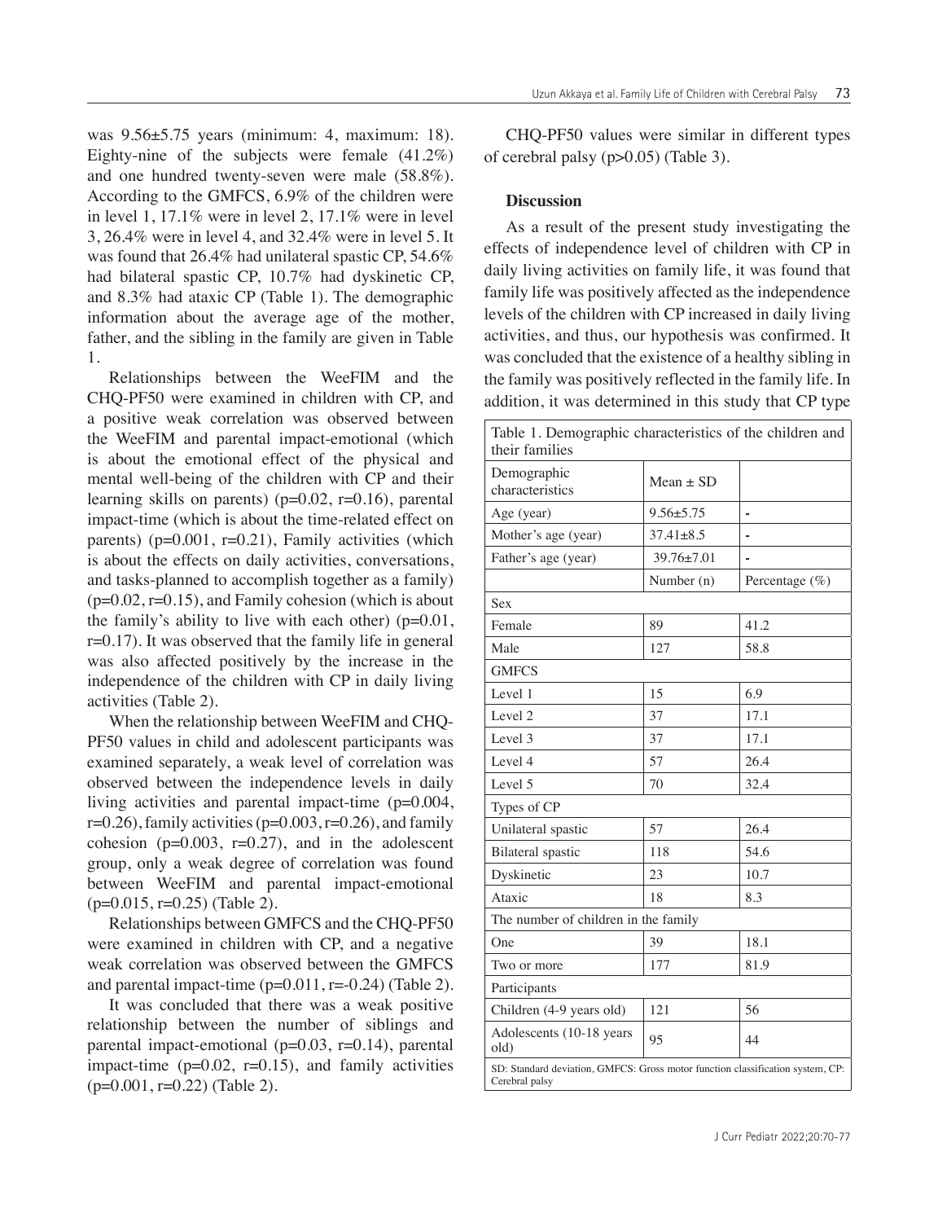was 9.56±5.75 years (minimum: 4, maximum: 18). Eighty-nine of the subjects were female (41.2%) and one hundred twenty-seven were male (58.8%). According to the GMFCS, 6.9% of the children were in level 1, 17.1% were in level 2, 17.1% were in level 3, 26.4% were in level 4, and 32.4% were in level 5. It was found that 26.4% had unilateral spastic CP, 54.6% had bilateral spastic CP, 10.7% had dyskinetic CP, and 8.3% had ataxic CP (Table 1). The demographic information about the average age of the mother, father, and the sibling in the family are given in Table 1.

Relationships between the WeeFIM and the CHQ-PF50 were examined in children with CP, and a positive weak correlation was observed between the WeeFIM and parental impact-emotional (which is about the emotional effect of the physical and mental well-being of the children with CP and their learning skills on parents) (p=0.02, r=0.16), parental impact-time (which is about the time-related effect on parents) (p=0.001, r=0.21), Family activities (which is about the effects on daily activities, conversations, and tasks-planned to accomplish together as a family) (p=0.02, r=0.15), and Family cohesion (which is about the family's ability to live with each other) (p=0.01, r=0.17). It was observed that the family life in general was also affected positively by the increase in the independence of the children with CP in daily living activities (Table 2).

When the relationship between WeeFIM and CHQ-PF50 values in child and adolescent participants was examined separately, a weak level of correlation was observed between the independence levels in daily living activities and parental impact-time (p=0.004, r=0.26), family activities (p=0.003, r=0.26), and family cohesion (p=0.003, r=0.27), and in the adolescent group, only a weak degree of correlation was found between WeeFIM and parental impact-emotional (p=0.015, r=0.25) (Table 2).

Relationships between GMFCS and the CHQ-PF50 were examined in children with CP, and a negative weak correlation was observed between the GMFCS and parental impact-time (p=0.011, r=-0.24) (Table 2).

It was concluded that there was a weak positive relationship between the number of siblings and parental impact-emotional (p=0.03, r=0.14), parental impact-time (p=0.02, r=0.15), and family activities (p=0.001, r=0.22) (Table 2).

CHQ-PF50 values were similar in different types of cerebral palsy (p>0.05) (Table 3).

## Discussion

As a result of the present study investigating the effects of independence level of children with CP in daily living activities on family life, it was found that family life was positively affected as the independence levels of the children with CP increased in daily living activities, and thus, our hypothesis was confirmed. It was concluded that the existence of a healthy sibling in the family was positively reflected in the family life. In addition, it was determined in this study that CP type

Table 1. Demographic characteristics of the children and their families

| Demographic characteristics | Mean ± SD | |
|---|---|---|
| Age (year) | 9.56±5.75 | - |
| Mother's age (year) | 37.41±8.5 | - |
| Father's age (year) | 39.76±7.01 | - |
| | Number (n) | Percentage (%) |
| Sex | | |
| Female | 89 | 41.2 |
| Male | 127 | 58.8 |
| GMFCS | | |
| Level 1 | 15 | 6.9 |
| Level 2 | 37 | 17.1 |
| Level 3 | 37 | 17.1 |
| Level 4 | 57 | 26.4 |
| Level 5 | 70 | 32.4 |
| Types of CP | | |
| Unilateral spastic | 57 | 26.4 |
| Bilateral spastic | 118 | 54.6 |
| Dyskinetic | 23 | 10.7 |
| Ataxic | 18 | 8.3 |
| The number of children in the family | | |
| One | 39 | 18.1 |
| Two or more | 177 | 81.9 |
| Participants | | |
| Children (4-9 years old) | 121 | 56 |
| Adolescents (10-18 years old) | 95 | 44 |

SD: Standard deviation, GMFCS: Gross motor function classification system, CP: Cerebral palsy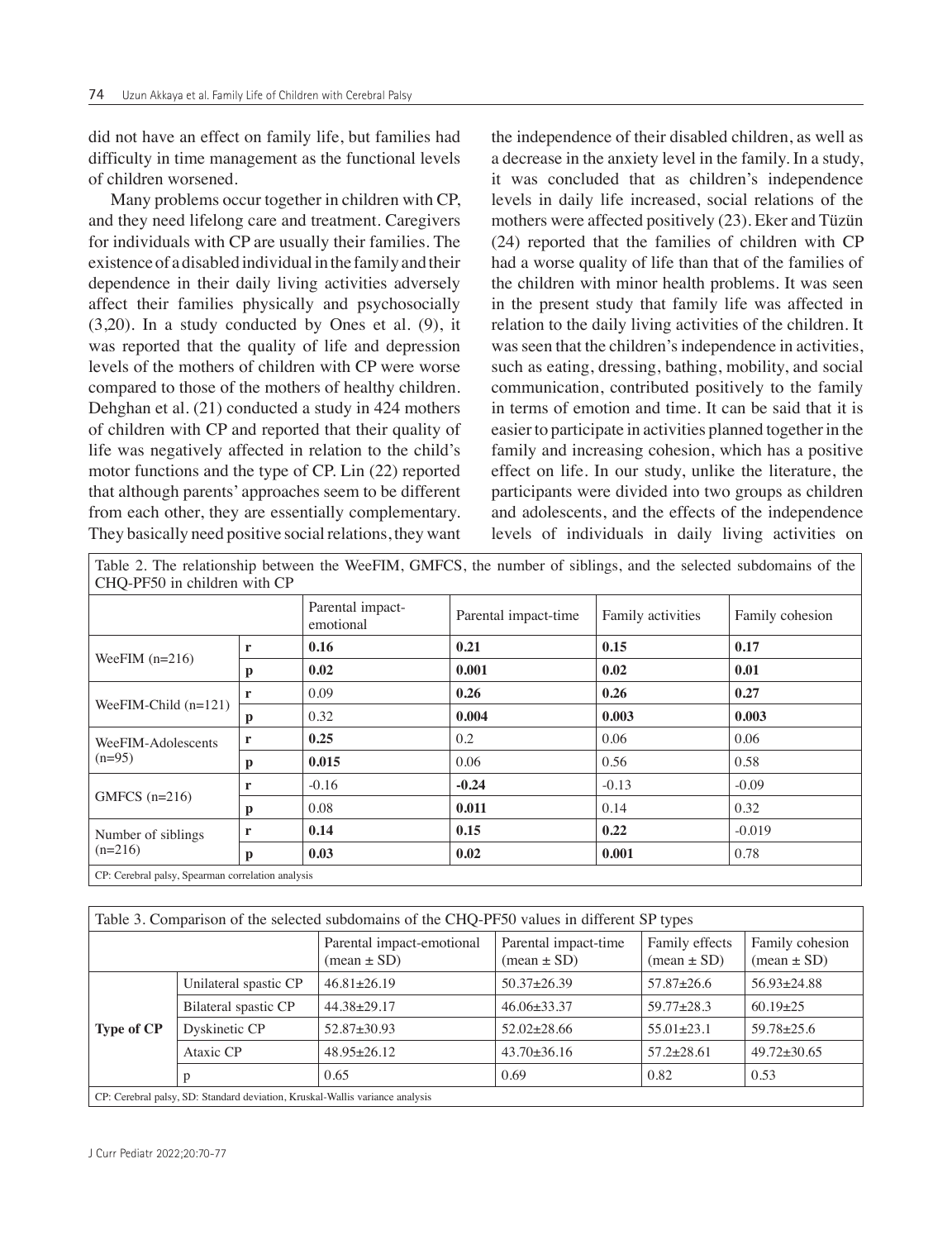did not have an effect on family life, but families had difficulty in time management as the functional levels of children worsened.

Many problems occur together in children with CP, and they need lifelong care and treatment. Caregivers for individuals with CP are usually their families. The existence of a disabled individual in the family and their dependence in their daily living activities adversely affect their families physically and psychosocially (3,20). In a study conducted by Ones et al. (9), it was reported that the quality of life and depression levels of the mothers of children with CP were worse compared to those of the mothers of healthy children. Dehghan et al. (21) conducted a study in 424 mothers of children with CP and reported that their quality of life was negatively affected in relation to the child's motor functions and the type of CP. Lin (22) reported that although parents' approaches seem to be different from each other, they are essentially complementary. They basically need positive social relations, they want the independence of their disabled children, as well as a decrease in the anxiety level in the family. In a study, it was concluded that as children's independence levels in daily life increased, social relations of the mothers were affected positively (23). Eker and Tüzün (24) reported that the families of children with CP had a worse quality of life than that of the families of the children with minor health problems. It was seen in the present study that family life was affected in relation to the daily living activities of the children. It was seen that the children's independence in activities, such as eating, dressing, bathing, mobility, and social communication, contributed positively to the family in terms of emotion and time. It can be said that it is easier to participate in activities planned together in the family and increasing cohesion, which has a positive effect on life. In our study, unlike the literature, the participants were divided into two groups as children and adolescents, and the effects of the independence levels of individuals in daily living activities on

Table 2. The relationship between the WeeFIM, GMFCS, the number of siblings, and the selected subdomains of the CHQ-PF50 in children with CP

| | | Parental impact-emotional | Parental impact-time | Family activities | Family cohesion |
|---|---|---|---|---|---|
| WeeFIM (n=216) | r | **0.16** | **0.21** | **0.15** | **0.17** |
| | p | **0.02** | **0.001** | **0.02** | **0.01** |
| WeeFIM-Child (n=121) | r | 0.09 | **0.26** | **0.26** | **0.27** |
| | p | 0.32 | **0.004** | **0.003** | **0.003** |
| WeeFIM-Adolescents (n=95) | r | **0.25** | 0.2 | 0.06 | 0.06 |
| | p | **0.015** | 0.06 | 0.56 | 0.58 |
| GMFCS (n=216) | r | -0.16 | **-0.24** | -0.13 | -0.09 |
| | p | 0.08 | **0.011** | 0.14 | 0.32 |
| Number of siblings (n=216) | r | **0.14** | **0.15** | **0.22** | -0.019 |
| | p | **0.03** | **0.02** | **0.001** | 0.78 |

CP: Cerebral palsy, Spearman correlation analysis

Table 3. Comparison of the selected subdomains of the CHQ-PF50 values in different SP types

| | | Parental impact-emotional (mean ± SD) | Parental impact-time (mean ± SD) | Family effects (mean ± SD) | Family cohesion (mean ± SD) |
|---|---|---|---|---|---|
| **Type of CP** | Unilateral spastic CP | 46.81±26.19 | 50.37±26.39 | 57.87±26.6 | 56.93±24.88 |
| | Bilateral spastic CP | 44.38±29.17 | 46.06±33.37 | 59.77±28.3 | 60.19±25 |
| | Dyskinetic CP | 52.87±30.93 | 52.02±28.66 | 55.01±23.1 | 59.78±25.6 |
| | Ataxic CP | 48.95±26.12 | 43.70±36.16 | 57.2±28.61 | 49.72±30.65 |
| | p | 0.65 | 0.69 | 0.82 | 0.53 |

CP: Cerebral palsy, SD: Standard deviation, Kruskal-Wallis variance analysis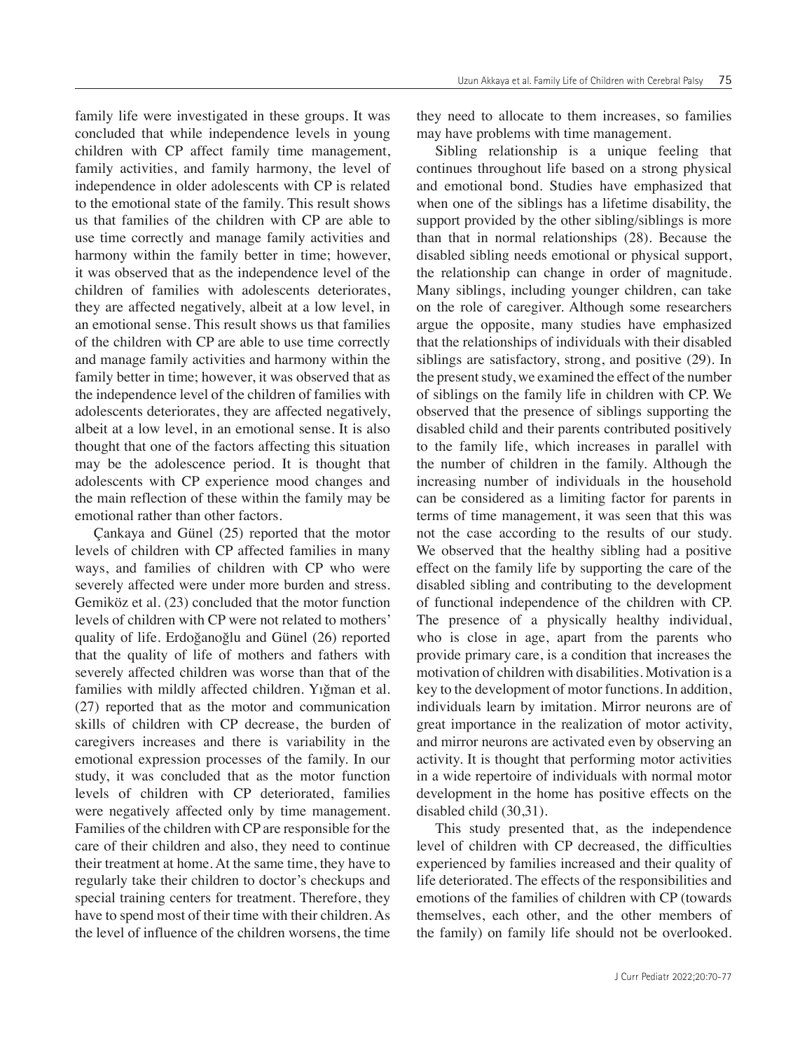family life were investigated in these groups. It was concluded that while independence levels in young children with CP affect family time management, family activities, and family harmony, the level of independence in older adolescents with CP is related to the emotional state of the family. This result shows us that families of the children with CP are able to use time correctly and manage family activities and harmony within the family better in time; however, it was observed that as the independence level of the children of families with adolescents deteriorates, they are affected negatively, albeit at a low level, in an emotional sense. This result shows us that families of the children with CP are able to use time correctly and manage family activities and harmony within the family better in time; however, it was observed that as the independence level of the children of families with adolescents deteriorates, they are affected negatively, albeit at a low level, in an emotional sense. It is also thought that one of the factors affecting this situation may be the adolescence period. It is thought that adolescents with CP experience mood changes and the main reflection of these within the family may be emotional rather than other factors.

Çankaya and Günel (25) reported that the motor levels of children with CP affected families in many ways, and families of children with CP who were severely affected were under more burden and stress. Gemiköz et al. (23) concluded that the motor function levels of children with CP were not related to mothers' quality of life. Erdoğanoğlu and Günel (26) reported that the quality of life of mothers and fathers with severely affected children was worse than that of the families with mildly affected children. Yığman et al. (27) reported that as the motor and communication skills of children with CP decrease, the burden of caregivers increases and there is variability in the emotional expression processes of the family. In our study, it was concluded that as the motor function levels of children with CP deteriorated, families were negatively affected only by time management. Families of the children with CP are responsible for the care of their children and also, they need to continue their treatment at home. At the same time, they have to regularly take their children to doctor's checkups and special training centers for treatment. Therefore, they have to spend most of their time with their children. As the level of influence of the children worsens, the time they need to allocate to them increases, so families may have problems with time management.

Sibling relationship is a unique feeling that continues throughout life based on a strong physical and emotional bond. Studies have emphasized that when one of the siblings has a lifetime disability, the support provided by the other sibling/siblings is more than that in normal relationships (28). Because the disabled sibling needs emotional or physical support, the relationship can change in order of magnitude. Many siblings, including younger children, can take on the role of caregiver. Although some researchers argue the opposite, many studies have emphasized that the relationships of individuals with their disabled siblings are satisfactory, strong, and positive (29). In the present study, we examined the effect of the number of siblings on the family life in children with CP. We observed that the presence of siblings supporting the disabled child and their parents contributed positively to the family life, which increases in parallel with the number of children in the family. Although the increasing number of individuals in the household can be considered as a limiting factor for parents in terms of time management, it was seen that this was not the case according to the results of our study. We observed that the healthy sibling had a positive effect on the family life by supporting the care of the disabled sibling and contributing to the development of functional independence of the children with CP. The presence of a physically healthy individual, who is close in age, apart from the parents who provide primary care, is a condition that increases the motivation of children with disabilities. Motivation is a key to the development of motor functions. In addition, individuals learn by imitation. Mirror neurons are of great importance in the realization of motor activity, and mirror neurons are activated even by observing an activity. It is thought that performing motor activities in a wide repertoire of individuals with normal motor development in the home has positive effects on the disabled child (30,31).

This study presented that, as the independence level of children with CP decreased, the difficulties experienced by families increased and their quality of life deteriorated. The effects of the responsibilities and emotions of the families of children with CP (towards themselves, each other, and the other members of the family) on family life should not be overlooked.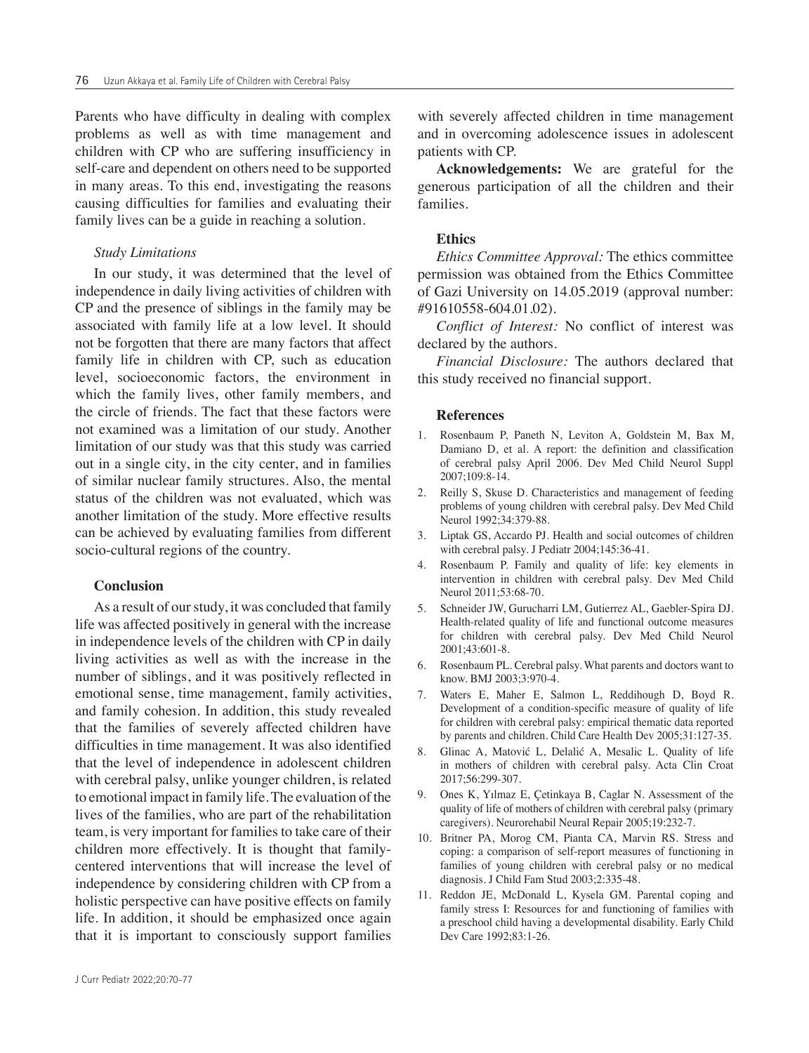Parents who have difficulty in dealing with complex problems as well as with time management and children with CP who are suffering insufficiency in self-care and dependent on others need to be supported in many areas. To this end, investigating the reasons causing difficulties for families and evaluating their family lives can be a guide in reaching a solution.

### *Study Limitations*

In our study, it was determined that the level of independence in daily living activities of children with CP and the presence of siblings in the family may be associated with family life at a low level. It should not be forgotten that there are many factors that affect family life in children with CP, such as education level, socioeconomic factors, the environment in which the family lives, other family members, and the circle of friends. The fact that these factors were not examined was a limitation of our study. Another limitation of our study was that this study was carried out in a single city, in the city center, and in families of similar nuclear family structures. Also, the mental status of the children was not evaluated, which was another limitation of the study. More effective results can be achieved by evaluating families from different socio-cultural regions of the country.

## Conclusion

As a result of our study, it was concluded that family life was affected positively in general with the increase in independence levels of the children with CP in daily living activities as well as with the increase in the number of siblings, and it was positively reflected in emotional sense, time management, family activities, and family cohesion. In addition, this study revealed that the families of severely affected children have difficulties in time management. It was also identified that the level of independence in adolescent children with cerebral palsy, unlike younger children, is related to emotional impact in family life. The evaluation of the lives of the families, who are part of the rehabilitation team, is very important for families to take care of their children more effectively. It is thought that family-centered interventions that will increase the level of independence by considering children with CP from a holistic perspective can have positive effects on family life. In addition, it should be emphasized once again that it is important to consciously support families with severely affected children in time management and in overcoming adolescence issues in adolescent patients with CP.

**Acknowledgements:** We are grateful for the generous participation of all the children and their families.

## Ethics

*Ethics Committee Approval:* The ethics committee permission was obtained from the Ethics Committee of Gazi University on 14.05.2019 (approval number: #91610558-604.01.02).

*Conflict of Interest:* No conflict of interest was declared by the authors.

*Financial Disclosure:* The authors declared that this study received no financial support.

## References

1. Rosenbaum P, Paneth N, Leviton A, Goldstein M, Bax M, Damiano D, et al. A report: the definition and classification of cerebral palsy April 2006. Dev Med Child Neurol Suppl 2007;109:8-14.
2. Reilly S, Skuse D. Characteristics and management of feeding problems of young children with cerebral palsy. Dev Med Child Neurol 1992;34:379-88.
3. Liptak GS, Accardo PJ. Health and social outcomes of children with cerebral palsy. J Pediatr 2004;145:36-41.
4. Rosenbaum P. Family and quality of life: key elements in intervention in children with cerebral palsy. Dev Med Child Neurol 2011;53:68-70.
5. Schneider JW, Gurucharri LM, Gutierrez AL, Gaebler-Spira DJ. Health-related quality of life and functional outcome measures for children with cerebral palsy. Dev Med Child Neurol 2001;43:601-8.
6. Rosenbaum PL. Cerebral palsy. What parents and doctors want to know. BMJ 2003;3:970-4.
7. Waters E, Maher E, Salmon L, Reddihough D, Boyd R. Development of a condition-specific measure of quality of life for children with cerebral palsy: empirical thematic data reported by parents and children. Child Care Health Dev 2005;31:127-35.
8. Glinac A, Matović L, Delalić A, Mesalic L. Quality of life in mothers of children with cerebral palsy. Acta Clin Croat 2017;56:299-307.
9. Ones K, Yılmaz E, Çetinkaya B, Caglar N. Assessment of the quality of life of mothers of children with cerebral palsy (primary caregivers). Neurorehabil Neural Repair 2005;19:232-7.
10. Britner PA, Morog CM, Pianta CA, Marvin RS. Stress and coping: a comparison of self-report measures of functioning in families of young children with cerebral palsy or no medical diagnosis. J Child Fam Stud 2003;2:335-48.
11. Reddon JE, McDonald L, Kysela GM. Parental coping and family stress I: Resources for and functioning of families with a preschool child having a developmental disability. Early Child Dev Care 1992;83:1-26.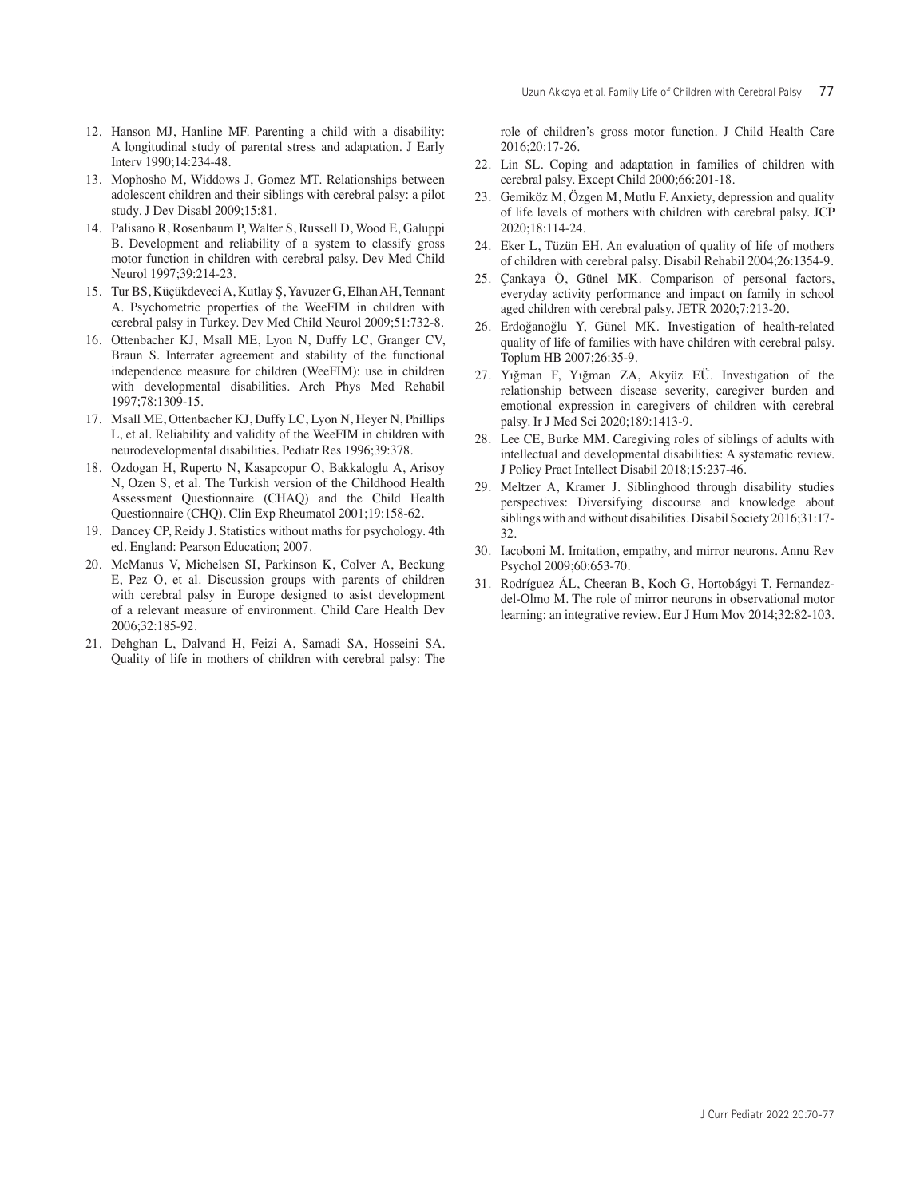12. Hanson MJ, Hanline MF. Parenting a child with a disability: A longitudinal study of parental stress and adaptation. J Early Interv 1990;14:234-48.
13. Mophosho M, Widdows J, Gomez MT. Relationships between adolescent children and their siblings with cerebral palsy: a pilot study. J Dev Disabl 2009;15:81.
14. Palisano R, Rosenbaum P, Walter S, Russell D, Wood E, Galuppi B. Development and reliability of a system to classify gross motor function in children with cerebral palsy. Dev Med Child Neurol 1997;39:214-23.
15. Tur BS, Küçükdeveci A, Kutlay Ş, Yavuzer G, Elhan AH, Tennant A. Psychometric properties of the WeeFIM in children with cerebral palsy in Turkey. Dev Med Child Neurol 2009;51:732-8.
16. Ottenbacher KJ, Msall ME, Lyon N, Duffy LC, Granger CV, Braun S. Interrater agreement and stability of the functional independence measure for children (WeeFIM): use in children with developmental disabilities. Arch Phys Med Rehabil 1997;78:1309-15.
17. Msall ME, Ottenbacher KJ, Duffy LC, Lyon N, Heyer N, Phillips L, et al. Reliability and validity of the WeeFIM in children with neurodevelopmental disabilities. Pediatr Res 1996;39:378.
18. Ozdogan H, Ruperto N, Kasapcopur O, Bakkaloglu A, Arisoy N, Ozen S, et al. The Turkish version of the Childhood Health Assessment Questionnaire (CHAQ) and the Child Health Questionnaire (CHQ). Clin Exp Rheumatol 2001;19:158-62.
19. Dancey CP, Reidy J. Statistics without maths for psychology. 4th ed. England: Pearson Education; 2007.
20. McManus V, Michelsen SI, Parkinson K, Colver A, Beckung E, Pez O, et al. Discussion groups with parents of children with cerebral palsy in Europe designed to asist development of a relevant measure of environment. Child Care Health Dev 2006;32:185-92.
21. Dehghan L, Dalvand H, Feizi A, Samadi SA, Hosseini SA. Quality of life in mothers of children with cerebral palsy: The role of children's gross motor function. J Child Health Care 2016;20:17-26.
22. Lin SL. Coping and adaptation in families of children with cerebral palsy. Except Child 2000;66:201-18.
23. Gemiköz M, Özgen M, Mutlu F. Anxiety, depression and quality of life levels of mothers with children with cerebral palsy. JCP 2020;18:114-24.
24. Eker L, Tüzün EH. An evaluation of quality of life of mothers of children with cerebral palsy. Disabil Rehabil 2004;26:1354-9.
25. Çankaya Ö, Günel MK. Comparison of personal factors, everyday activity performance and impact on family in school aged children with cerebral palsy. JETR 2020;7:213-20.
26. Erdoğanoğlu Y, Günel MK. Investigation of health-related quality of life of families with have children with cerebral palsy. Toplum HB 2007;26:35-9.
27. Yığman F, Yığman ZA, Akyüz EÜ. Investigation of the relationship between disease severity, caregiver burden and emotional expression in caregivers of children with cerebral palsy. Ir J Med Sci 2020;189:1413-9.
28. Lee CE, Burke MM. Caregiving roles of siblings of adults with intellectual and developmental disabilities: A systematic review. J Policy Pract Intellect Disabil 2018;15:237-46.
29. Meltzer A, Kramer J. Siblinghood through disability studies perspectives: Diversifying discourse and knowledge about siblings with and without disabilities. Disabil Society 2016;31:17-32.
30. Iacoboni M. Imitation, empathy, and mirror neurons. Annu Rev Psychol 2009;60:653-70.
31. Rodríguez ÁL, Cheeran B, Koch G, Hortobágyi T, Fernandez-del-Olmo M. The role of mirror neurons in observational motor learning: an integrative review. Eur J Hum Mov 2014;32:82-103.